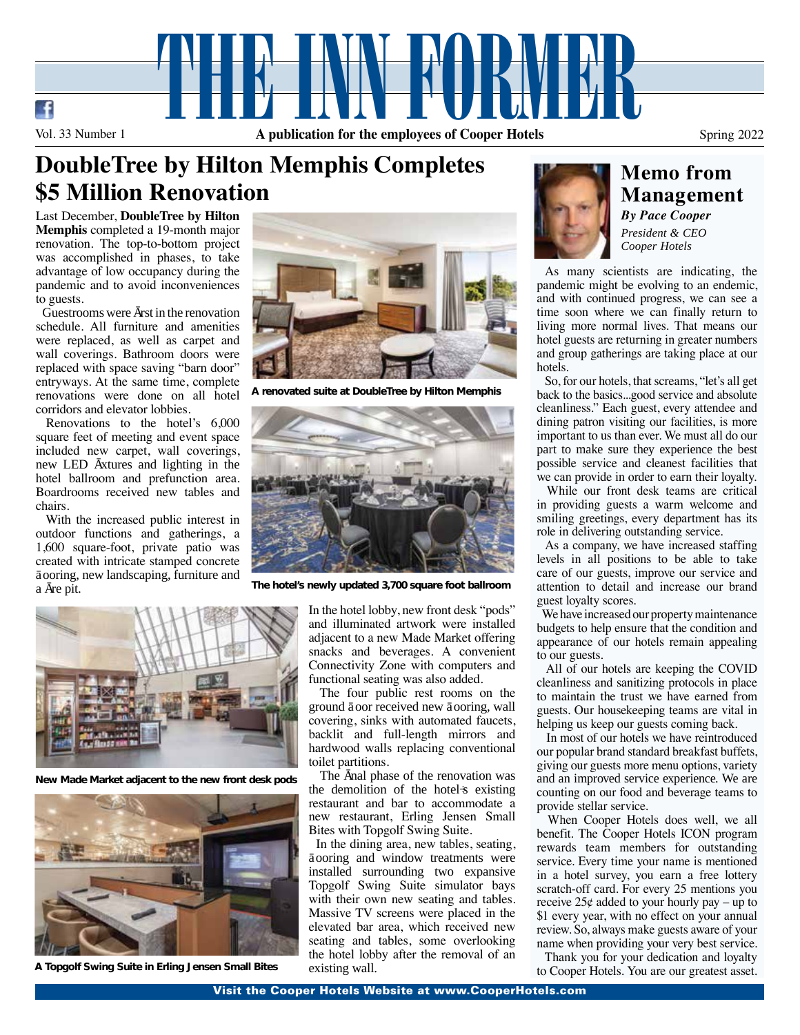# THE INN FORMER

Vol. 33 Number 1 — **A publication for the employees of Cooper Hotels** — Spring 2022

## DoubleTree by Hilton Memphis Completes $5 Million Renovation

Last December, **DoubleTree by Hilton Memphis** completed a 19-month major renovation. The top-to-bottom project was accomplished in phases, to take advantage of low occupancy during the pandemic and to avoid inconveniences to guests.

Guestrooms were first in the renovation schedule. All furniture and amenities were replaced, as well as carpet and wall coverings. Bathroom doors were replaced with space saving "barn door" entryways. At the same time, complete renovations were done on all hotel corridors and elevator lobbies.

Renovations to the hotel's 6,000 square feet of meeting and event space included new carpet, wall coverings, new LED fixtures and lighting in the hotel ballroom and prefunction area. Boardrooms received new tables and chairs.

With the increased public interest in outdoor functions and gatherings, a 1,600 square-foot, private patio was created with intricate stamped concrete flooring, new landscaping, furniture and a fire pit.

**A renovated suite at DoubleTree by Hilton Memphis**

**The hotel's newly updated 3,700 square foot ballroom**

**New Made Market adjacent to the new front desk pods**

**A Topgolf Swing Suite in Erling Jensen Small Bites**

In the hotel lobby, new front desk "pods" and illuminated artwork were installed adjacent to a new Made Market offering snacks and beverages. A convenient Connectivity Zone with computers and functional seating was also added.

The four public rest rooms on the ground floor received new flooring, wall covering, sinks with automated faucets, backlit and full-length mirrors and hardwood walls replacing conventional toilet partitions.

The final phase of the renovation was the demolition of the hotel's existing restaurant and bar to accommodate a new restaurant, Erling Jensen Small Bites with Topgolf Swing Suite.

In the dining area, new tables, seating, flooring and window treatments were installed surrounding two expansive Topgolf Swing Suite simulator bays with their own new seating and tables. Massive TV screens were placed in the elevated bar area, which received new seating and tables, some overlooking the hotel lobby after the removal of an existing wall.

## Memo from Management

***By Pace Cooper***
*President & CEO*
*Cooper Hotels*

As many scientists are indicating, the pandemic might be evolving to an endemic, and with continued progress, we can see a time soon where we can finally return to living more normal lives. That means our hotel guests are returning in greater numbers and group gatherings are taking place at our hotels.

So, for our hotels, that screams, "let's all get back to the basics...good service and absolute cleanliness." Each guest, every attendee and dining patron visiting our facilities, is more important to us than ever. We must all do our part to make sure they experience the best possible service and cleanest facilities that we can provide in order to earn their loyalty.

While our front desk teams are critical in providing guests a warm welcome and smiling greetings, every department has its role in delivering outstanding service.

As a company, we have increased staffing levels in all positions to be able to take care of our guests, improve our service and attention to detail and increase our brand guest loyalty scores.

We have increased our property maintenance budgets to help ensure that the condition and appearance of our hotels remain appealing to our guests.

All of our hotels are keeping the COVID cleanliness and sanitizing protocols in place to maintain the trust we have earned from guests. Our housekeeping teams are vital in helping us keep our guests coming back.

In most of our hotels we have reintroduced our popular brand standard breakfast buffets, giving our guests more menu options, variety and an improved service experience. We are counting on our food and beverage teams to provide stellar service.

When Cooper Hotels does well, we all benefit. The Cooper Hotels ICON program rewards team members for outstanding service. Every time your name is mentioned in a hotel survey, you earn a free lottery scratch-off card. For every 25 mentions you receive 25¢ added to your hourly pay – up to $1 every year, with no effect on your annual review. So, always make guests aware of your name when providing your very best service.

Thank you for your dedication and loyalty to Cooper Hotels. You are our greatest asset.

**Visit the Cooper Hotels Website at www.CooperHotels.com**